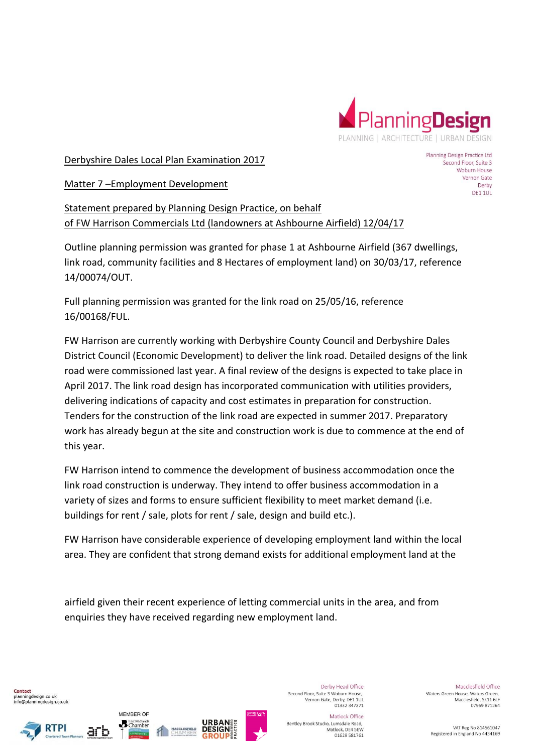Derbyshire Dales Local Plan Examination 2017

Matter 7 –Employment Development

Statement prepared by Planning Design Practice, on behalf of FW Harrison Commercials Ltd (landowners at Ashbourne Airfield) 12/04/17

Outline planning permission was granted for phase 1 at Ashbourne Airfield (367 dwellings, link road, community facilities and 8 Hectares of employment land) on 30/03/17, reference 14/00074/OUT.

Full planning permission was granted for the link road on 25/05/16, reference 16/00168/FUL.

FW Harrison are currently working with Derbyshire County Council and Derbyshire Dales District Council (Economic Development) to deliver the link road. Detailed designs of the link road were commissioned last year. A final review of the designs is expected to take place in April 2017. The link road design has incorporated communication with utilities providers, delivering indications of capacity and cost estimates in preparation for construction. Tenders for the construction of the link road are expected in summer 2017. Preparatory work has already begun at the site and construction work is due to commence at the end of this year.

FW Harrison intend to commence the development of business accommodation once the link road construction is underway. They intend to offer business accommodation in a variety of sizes and forms to ensure sufficient flexibility to meet market demand (i.e. buildings for rent / sale, plots for rent / sale, design and build etc.).

FW Harrison have considerable experience of developing employment land within the local area. They are confident that strong demand exists for additional employment land at the airfield given their recent experience of letting commercial units in the area, and from enquiries they have received regarding new employment land.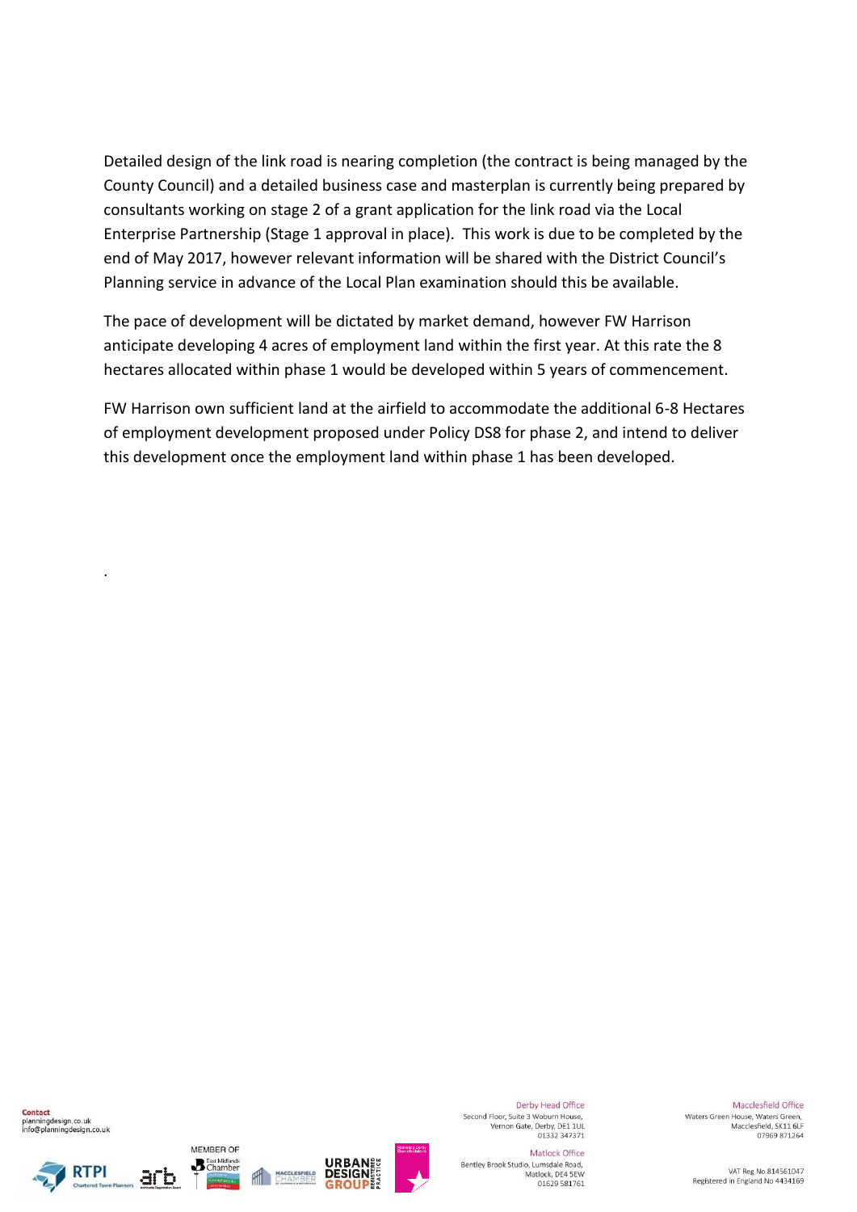Detailed design of the link road is nearing completion (the contract is being managed by the County Council) and a detailed business case and masterplan is currently being prepared by consultants working on stage 2 of a grant application for the link road via the Local Enterprise Partnership (Stage 1 approval in place). This work is due to be completed by the end of May 2017, however relevant information will be shared with the District Council's Planning service in advance of the Local Plan examination should this be available.

The pace of development will be dictated by market demand, however FW Harrison anticipate developing 4 acres of employment land within the first year. At this rate the 8 hectares allocated within phase 1 would be developed within 5 years of commencement.

FW Harrison own sufficient land at the airfield to accommodate the additional 6-8 Hectares of employment development proposed under Policy DS8 for phase 2, and intend to deliver this development once the employment land within phase 1 has been developed.

.

Contact
planningdesign.co.uk
info@planningdesign.co.uk

Derby Head Office
Second Floor, Suite 3 Woburn House,
Vernon Gate, Derby, DE1 1UL
01332 347371

Matlock Office
Bentley Brook Studio, Lumsdale Road,
Matlock, DE4 5EW
01629 581761

Macclesfield Office
Waters Green House, Waters Green,
Macclesfield, SK11 6LF
07969 871264

VAT Reg No 814561047
Registered in England No 4434169